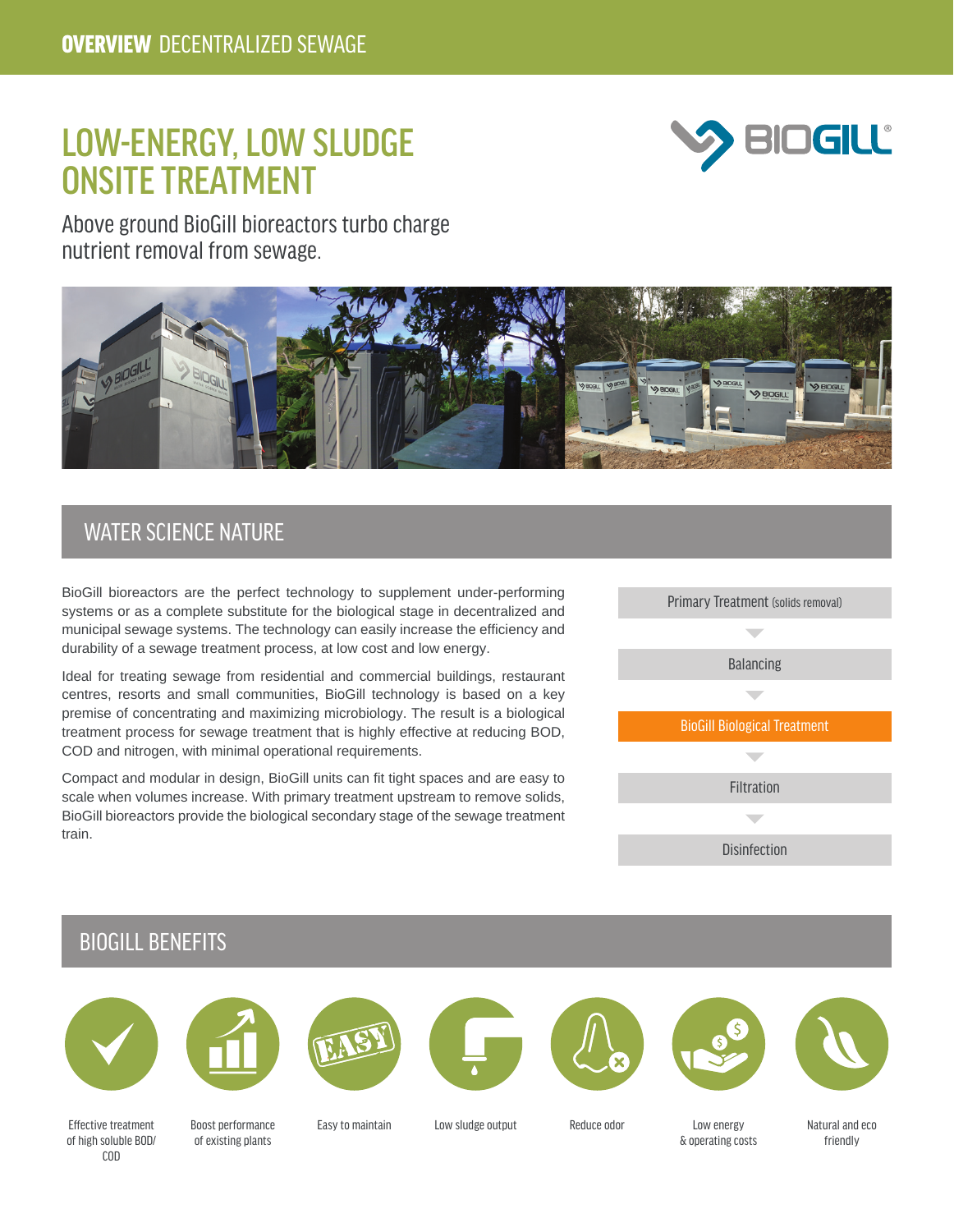**OVERVIEW** DECENTRALIZED SEWAGE

# LOW-ENERGY, LOW SLUDGE ONSITE TREATMENT

Above ground BioGill bioreactors turbo charge nutrient removal from sewage.

## WATER SCIENCE NATURE

BioGill bioreactors are the perfect technology to supplement under-performing systems or as a complete substitute for the biological stage in decentralized and municipal sewage systems. The technology can easily increase the efficiency and durability of a sewage treatment process, at low cost and low energy.

Ideal for treating sewage from residential and commercial buildings, restaurant centres, resorts and small communities, BioGill technology is based on a key premise of concentrating and maximizing microbiology. The result is a biological treatment process for sewage treatment that is highly effective at reducing BOD, COD and nitrogen, with minimal operational requirements.

Compact and modular in design, BioGill units can fit tight spaces and are easy to scale when volumes increase. With primary treatment upstream to remove solids, BioGill bioreactors provide the biological secondary stage of the sewage treatment train.

- Primary Treatment (solids removal)
- Balancing
- **BioGill Biological Treatment**
- Filtration
- Disinfection

## BIOGILL BENEFITS

- Effective treatment of high soluble BOD/ COD
- Boost performance of existing plants
- Easy to maintain
- Low sludge output
- Reduce odor
- Low energy & operating costs
- Natural and eco friendly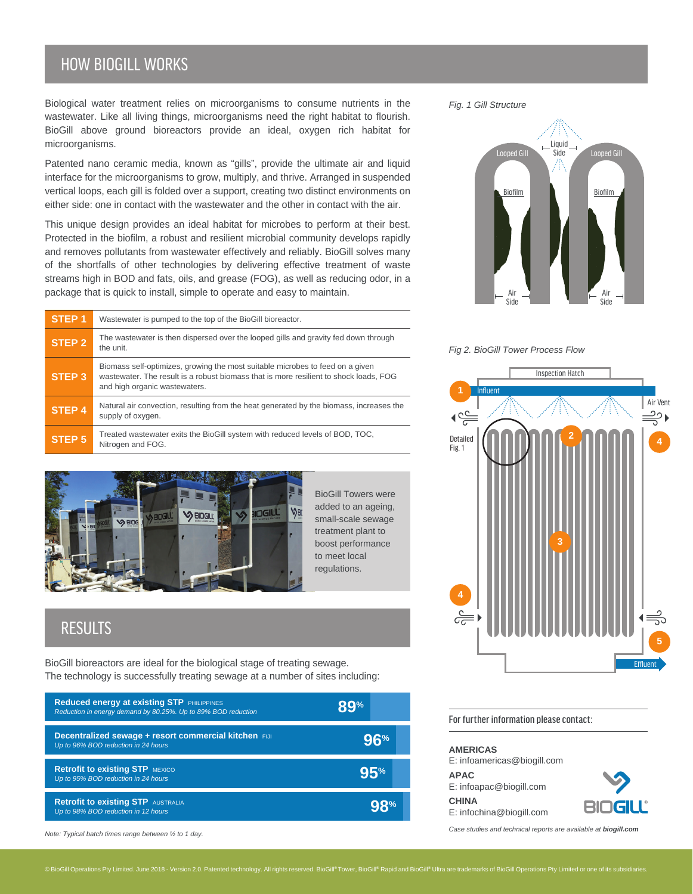## HOW BIOGILL WORKS

Biological water treatment relies on microorganisms to consume nutrients in the wastewater. Like all living things, microorganisms need the right habitat to flourish. BioGill above ground bioreactors provide an ideal, oxygen rich habitat for microorganisms.

Patented nano ceramic media, known as "gills", provide the ultimate air and liquid interface for the microorganisms to grow, multiply, and thrive. Arranged in suspended vertical loops, each gill is folded over a support, creating two distinct environments on either side: one in contact with the wastewater and the other in contact with the air.

This unique design provides an ideal habitat for microbes to perform at their best. Protected in the biofilm, a robust and resilient microbial community develops rapidly and removes pollutants from wastewater effectively and reliably. BioGill solves many of the shortfalls of other technologies by delivering effective treatment of waste streams high in BOD and fats, oils, and grease (FOG), as well as reducing odor, in a package that is quick to install, simple to operate and easy to maintain.

| | |
|---|---|
| **STEP 1** | Wastewater is pumped to the top of the BioGill bioreactor. |
| **STEP 2** | The wastewater is then dispersed over the looped gills and gravity fed down through the unit. |
| **STEP 3** | Biomass self-optimizes, growing the most suitable microbes to feed on a given wastewater. The result is a robust biomass that is more resilient to shock loads, FOG and high organic wastewaters. |
| **STEP 4** | Natural air convection, resulting from the heat generated by the biomass, increases the supply of oxygen. |
| **STEP 5** | Treated wastewater exits the BioGill system with reduced levels of BOD, TOC, Nitrogen and FOG. |

BioGill Towers were added to an ageing, small-scale sewage treatment plant to boost performance to meet local regulations.

*Fig. 1 Gill Structure*

Liquid Side
Looped Gill
Looped Gill
Biofilm
Biofilm
Air Side
Air Side

*Fig 2. BioGill Tower Process Flow*

Inspection Hatch
1 Influent
Air Vent
Detailed Fig. 1
2
4
3
4
5
Effluent

## RESULTS

BioGill bioreactors are ideal for the biological stage of treating sewage.
The technology is successfully treating sewage at a number of sites including:

**Reduced energy at existing STP** PHILIPPINES
*Reduction in energy demand by 80.25%. Up to 89% BOD reduction*
**89%**

**Decentralized sewage + resort commercial kitchen** FIJI
*Up to 96% BOD reduction in 24 hours*
**96%**

**Retrofit to existing STP** MEXICO
*Up to 95% BOD reduction in 24 hours*
**95%**

**Retrofit to existing STP** AUSTRALIA
*Up to 98% BOD reduction in 12 hours*
**98%**

*Note: Typical batch times range between ½ to 1 day.*

For further information please contact:

**AMERICAS**
E: infoamericas@biogill.com

**APAC**
E: infoapac@biogill.com

**CHINA**
E: infochina@biogill.com

BIOGILL®

*Case studies and technical reports are available at* ***biogill.com***

© BioGill Operations Pty Limited. June 2018 - Version 2.0. Patented technology. All rights reserved. BioGill® Tower, BioGill® Rapid and BioGill® Ultra are trademarks of BioGill Operations Pty Limited or one of its subsidiaries.